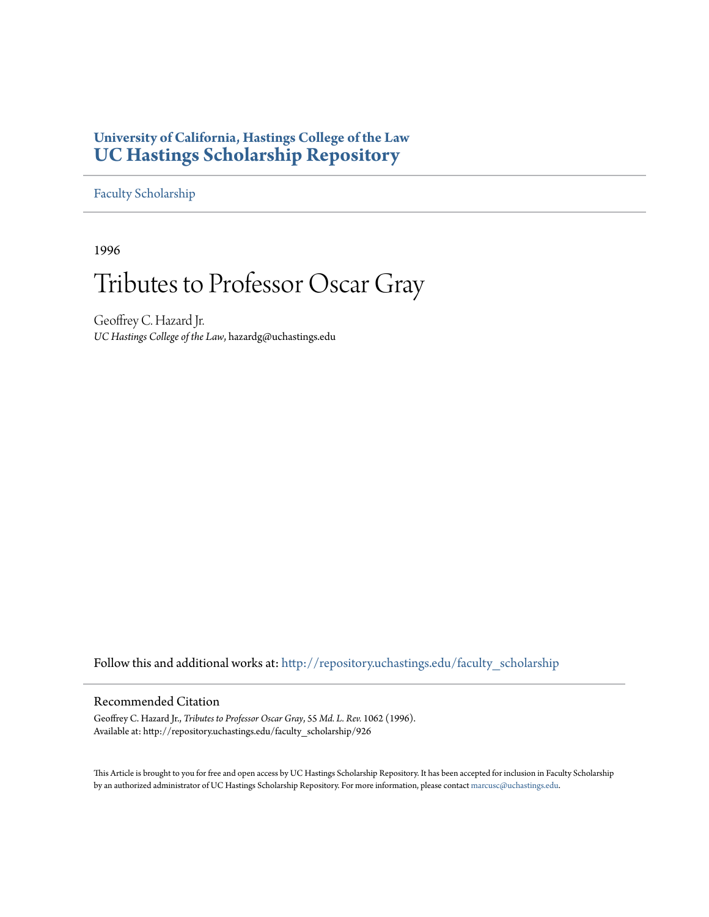**University of California, Hastings College of the Law**
# UC Hastings Scholarship Repository

Faculty Scholarship

1996

# Tributes to Professor Oscar Gray

Geoffrey C. Hazard Jr.
*UC Hastings College of the Law*, hazardg@uchastings.edu

Follow this and additional works at: http://repository.uchastings.edu/faculty_scholarship

## Recommended Citation

Geoffrey C. Hazard Jr., *Tributes to Professor Oscar Gray*, 55 *Md. L. Rev.* 1062 (1996).
Available at: http://repository.uchastings.edu/faculty_scholarship/926

This Article is brought to you for free and open access by UC Hastings Scholarship Repository. It has been accepted for inclusion in Faculty Scholarship by an authorized administrator of UC Hastings Scholarship Repository. For more information, please contact marcusc@uchastings.edu.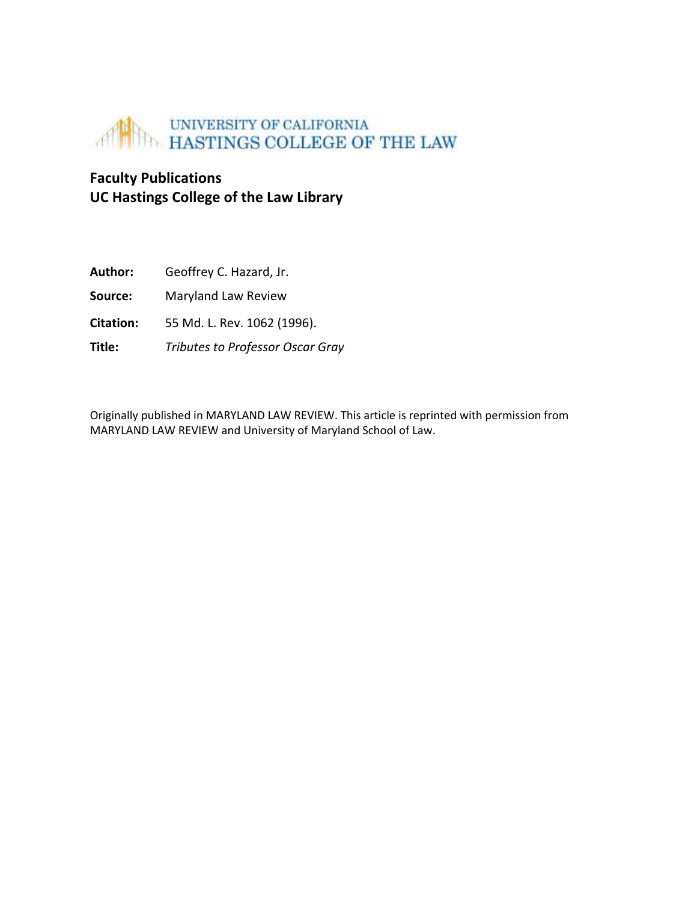UNIVERSITY OF CALIFORNIA
HASTINGS COLLEGE OF THE LAW

**Faculty Publications**
**UC Hastings College of the Law Library**

**Author:** Geoffrey C. Hazard, Jr.

**Source:** Maryland Law Review

**Citation:** 55 Md. L. Rev. 1062 (1996).

**Title:** *Tributes to Professor Oscar Gray*

Originally published in MARYLAND LAW REVIEW. This article is reprinted with permission from MARYLAND LAW REVIEW and University of Maryland School of Law.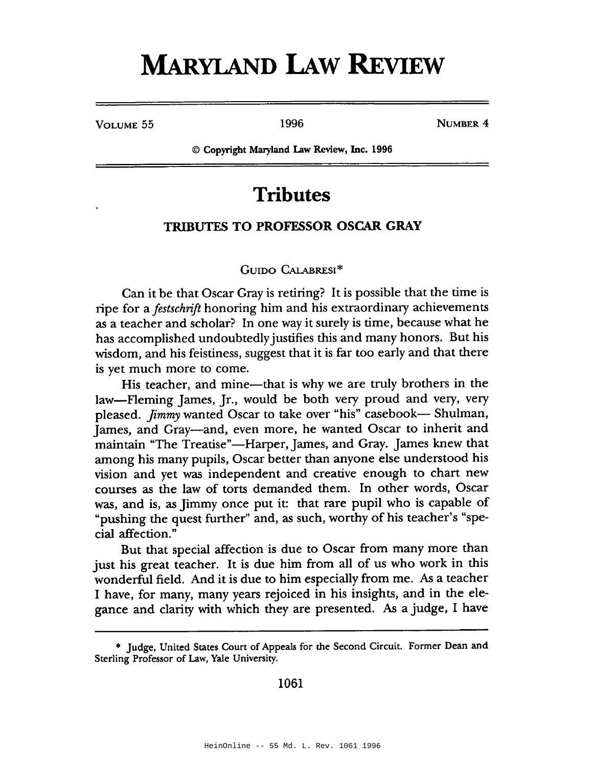# MARYLAND LAW REVIEW

VOLUME 55 | 1996 | NUMBER 4

© Copyright Maryland Law Review, Inc. 1996

# Tributes

## TRIBUTES TO PROFESSOR OSCAR GRAY

GUIDO CALABRESI*

Can it be that Oscar Gray is retiring? It is possible that the time is ripe for a *festschrift* honoring him and his extraordinary achievements as a teacher and scholar? In one way it surely is time, because what he has accomplished undoubtedly justifies this and many honors. But his wisdom, and his feistiness, suggest that it is far too early and that there is yet much more to come.

His teacher, and mine—that is why we are truly brothers in the law—Fleming James, Jr., would be both very proud and very, very pleased. *Jimmy* wanted Oscar to take over "his" casebook— Shulman, James, and Gray—and, even more, he wanted Oscar to inherit and maintain "The Treatise"—Harper, James, and Gray. James knew that among his many pupils, Oscar better than anyone else understood his vision and yet was independent and creative enough to chart new courses as the law of torts demanded them. In other words, Oscar was, and is, as Jimmy once put it: that rare pupil who is capable of "pushing the quest further" and, as such, worthy of his teacher's "special affection."

But that special affection is due to Oscar from many more than just his great teacher. It is due him from all of us who work in this wonderful field. And it is due to him especially from me. As a teacher I have, for many, many years rejoiced in his insights, and in the elegance and clarity with which they are presented. As a judge, I have

---

\* Judge, United States Court of Appeals for the Second Circuit. Former Dean and Sterling Professor of Law, Yale University.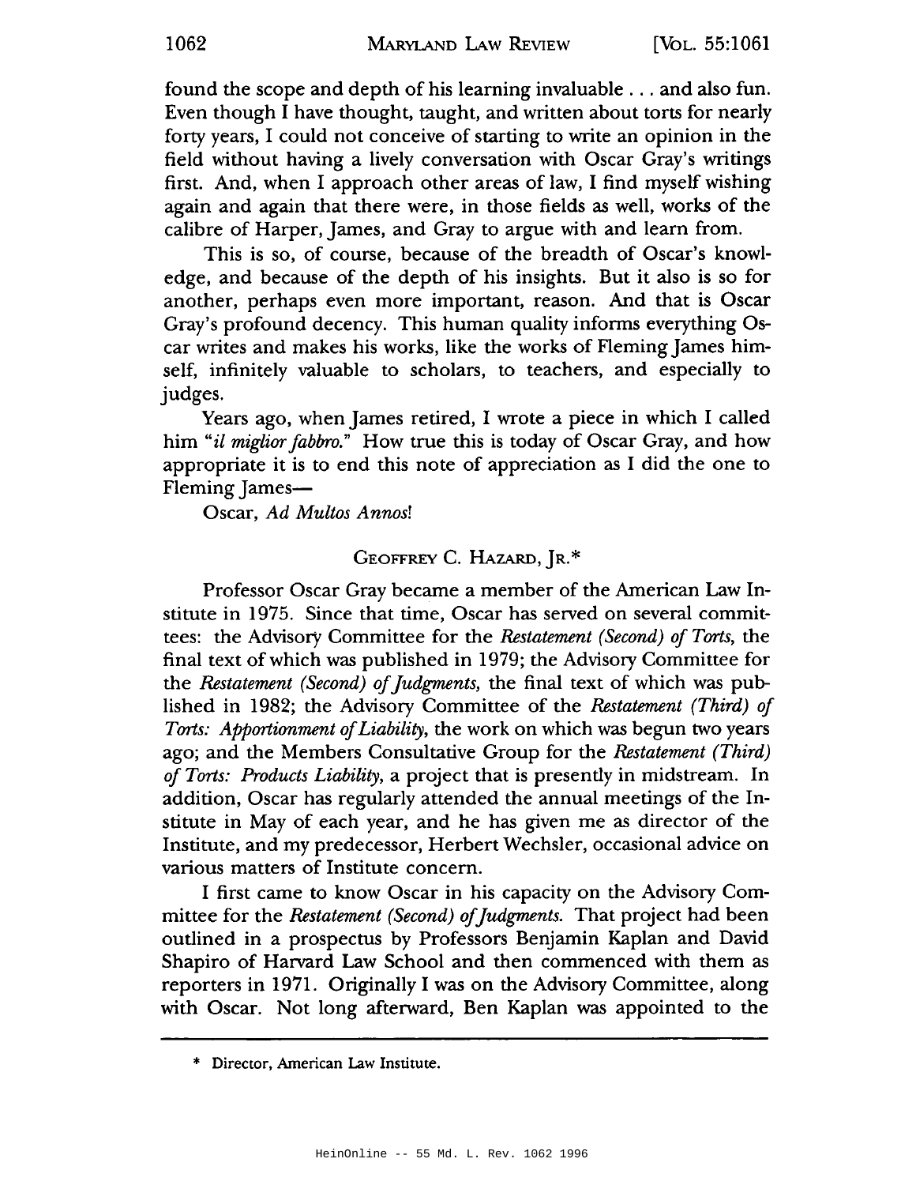found the scope and depth of his learning invaluable . . . and also fun. Even though I have thought, taught, and written about torts for nearly forty years, I could not conceive of starting to write an opinion in the field without having a lively conversation with Oscar Gray's writings first. And, when I approach other areas of law, I find myself wishing again and again that there were, in those fields as well, works of the calibre of Harper, James, and Gray to argue with and learn from.

This is so, of course, because of the breadth of Oscar's knowledge, and because of the depth of his insights. But it also is so for another, perhaps even more important, reason. And that is Oscar Gray's profound decency. This human quality informs everything Oscar writes and makes his works, like the works of Fleming James himself, infinitely valuable to scholars, to teachers, and especially to judges.

Years ago, when James retired, I wrote a piece in which I called him "*il miglior fabbro*." How true this is today of Oscar Gray, and how appropriate it is to end this note of appreciation as I did the one to Fleming James—

Oscar, *Ad Multos Annos*!

GEOFFREY C. HAZARD, JR.*

Professor Oscar Gray became a member of the American Law Institute in 1975. Since that time, Oscar has served on several committees: the Advisory Committee for the *Restatement (Second) of Torts*, the final text of which was published in 1979; the Advisory Committee for the *Restatement (Second) of Judgments*, the final text of which was published in 1982; the Advisory Committee of the *Restatement (Third) of Torts: Apportionment of Liability*, the work on which was begun two years ago; and the Members Consultative Group for the *Restatement (Third) of Torts: Products Liability*, a project that is presently in midstream. In addition, Oscar has regularly attended the annual meetings of the Institute in May of each year, and he has given me as director of the Institute, and my predecessor, Herbert Wechsler, occasional advice on various matters of Institute concern.

I first came to know Oscar in his capacity on the Advisory Committee for the *Restatement (Second) of Judgments*. That project had been outlined in a prospectus by Professors Benjamin Kaplan and David Shapiro of Harvard Law School and then commenced with them as reporters in 1971. Originally I was on the Advisory Committee, along with Oscar. Not long afterward, Ben Kaplan was appointed to the

---

\* Director, American Law Institute.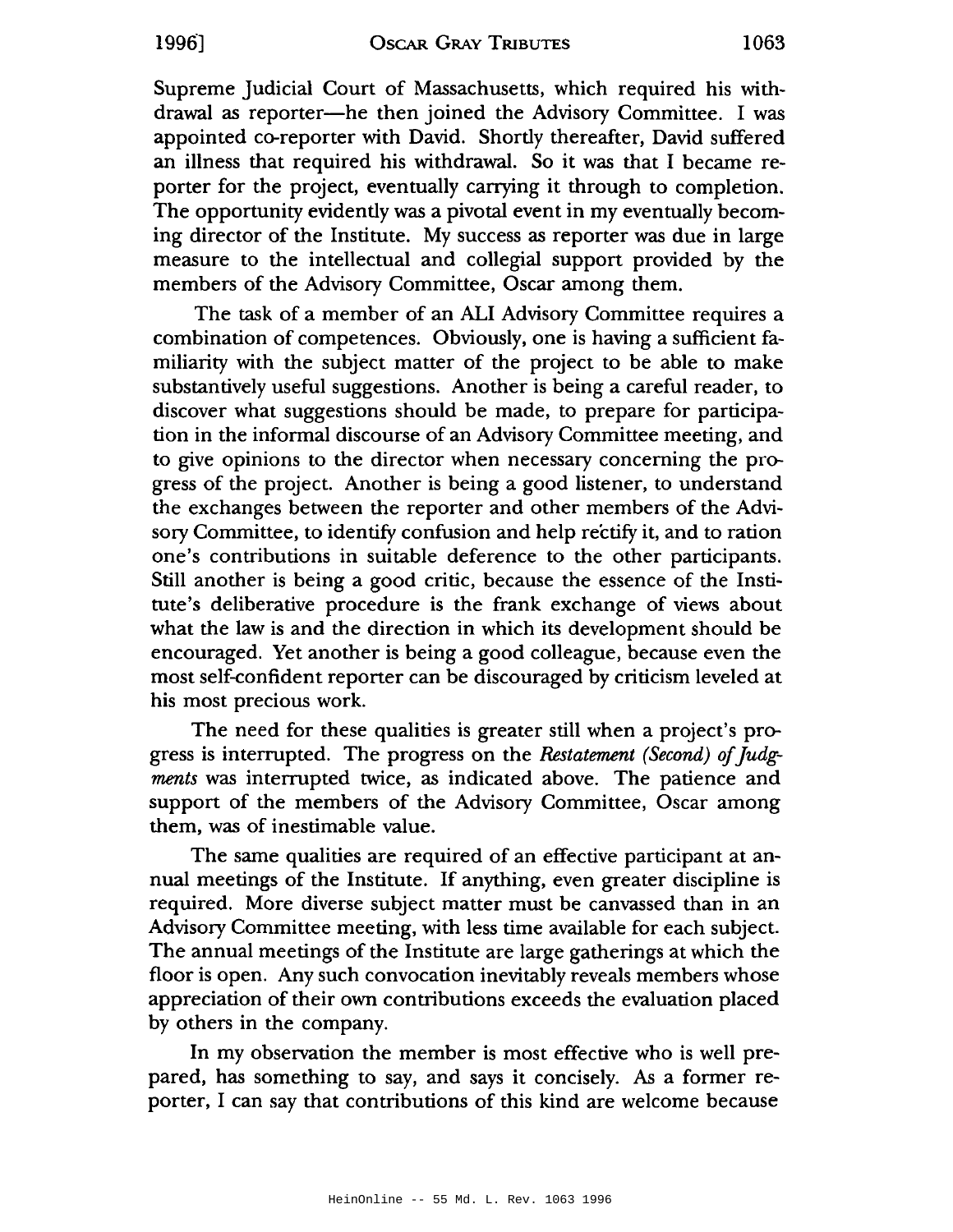Supreme Judicial Court of Massachusetts, which required his withdrawal as reporter—he then joined the Advisory Committee. I was appointed co-reporter with David. Shortly thereafter, David suffered an illness that required his withdrawal. So it was that I became reporter for the project, eventually carrying it through to completion. The opportunity evidently was a pivotal event in my eventually becoming director of the Institute. My success as reporter was due in large measure to the intellectual and collegial support provided by the members of the Advisory Committee, Oscar among them.

The task of a member of an ALI Advisory Committee requires a combination of competences. Obviously, one is having a sufficient familiarity with the subject matter of the project to be able to make substantively useful suggestions. Another is being a careful reader, to discover what suggestions should be made, to prepare for participation in the informal discourse of an Advisory Committee meeting, and to give opinions to the director when necessary concerning the progress of the project. Another is being a good listener, to understand the exchanges between the reporter and other members of the Advisory Committee, to identify confusion and help rectify it, and to ration one's contributions in suitable deference to the other participants. Still another is being a good critic, because the essence of the Institute's deliberative procedure is the frank exchange of views about what the law is and the direction in which its development should be encouraged. Yet another is being a good colleague, because even the most self-confident reporter can be discouraged by criticism leveled at his most precious work.

The need for these qualities is greater still when a project's progress is interrupted. The progress on the *Restatement (Second) of Judgments* was interrupted twice, as indicated above. The patience and support of the members of the Advisory Committee, Oscar among them, was of inestimable value.

The same qualities are required of an effective participant at annual meetings of the Institute. If anything, even greater discipline is required. More diverse subject matter must be canvassed than in an Advisory Committee meeting, with less time available for each subject. The annual meetings of the Institute are large gatherings at which the floor is open. Any such convocation inevitably reveals members whose appreciation of their own contributions exceeds the evaluation placed by others in the company.

In my observation the member is most effective who is well prepared, has something to say, and says it concisely. As a former reporter, I can say that contributions of this kind are welcome because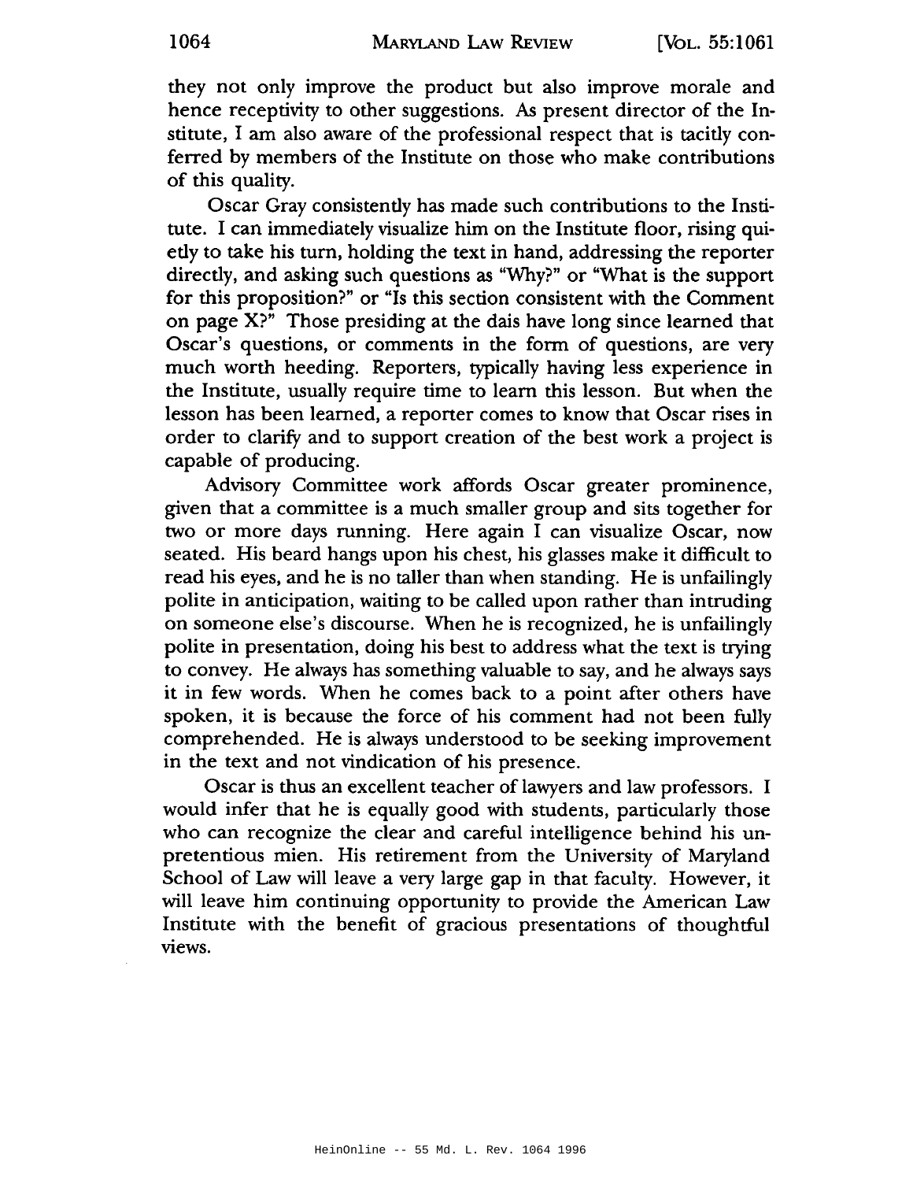they not only improve the product but also improve morale and hence receptivity to other suggestions. As present director of the Institute, I am also aware of the professional respect that is tacitly conferred by members of the Institute on those who make contributions of this quality.

Oscar Gray consistently has made such contributions to the Institute. I can immediately visualize him on the Institute floor, rising quietly to take his turn, holding the text in hand, addressing the reporter directly, and asking such questions as "Why?" or "What is the support for this proposition?" or "Is this section consistent with the Comment on page X?" Those presiding at the dais have long since learned that Oscar's questions, or comments in the form of questions, are very much worth heeding. Reporters, typically having less experience in the Institute, usually require time to learn this lesson. But when the lesson has been learned, a reporter comes to know that Oscar rises in order to clarify and to support creation of the best work a project is capable of producing.

Advisory Committee work affords Oscar greater prominence, given that a committee is a much smaller group and sits together for two or more days running. Here again I can visualize Oscar, now seated. His beard hangs upon his chest, his glasses make it difficult to read his eyes, and he is no taller than when standing. He is unfailingly polite in anticipation, waiting to be called upon rather than intruding on someone else's discourse. When he is recognized, he is unfailingly polite in presentation, doing his best to address what the text is trying to convey. He always has something valuable to say, and he always says it in few words. When he comes back to a point after others have spoken, it is because the force of his comment had not been fully comprehended. He is always understood to be seeking improvement in the text and not vindication of his presence.

Oscar is thus an excellent teacher of lawyers and law professors. I would infer that he is equally good with students, particularly those who can recognize the clear and careful intelligence behind his unpretentious mien. His retirement from the University of Maryland School of Law will leave a very large gap in that faculty. However, it will leave him continuing opportunity to provide the American Law Institute with the benefit of gracious presentations of thoughtful views.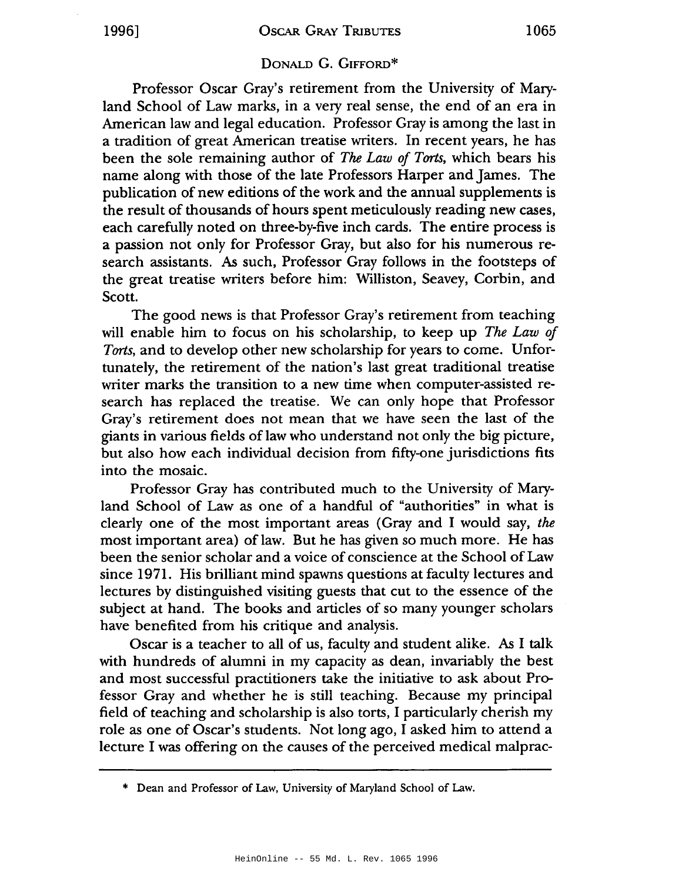Donald G. Gifford*

Professor Oscar Gray's retirement from the University of Maryland School of Law marks, in a very real sense, the end of an era in American law and legal education. Professor Gray is among the last in a tradition of great American treatise writers. In recent years, he has been the sole remaining author of *The Law of Torts*, which bears his name along with those of the late Professors Harper and James. The publication of new editions of the work and the annual supplements is the result of thousands of hours spent meticulously reading new cases, each carefully noted on three-by-five inch cards. The entire process is a passion not only for Professor Gray, but also for his numerous research assistants. As such, Professor Gray follows in the footsteps of the great treatise writers before him: Williston, Seavey, Corbin, and Scott.

The good news is that Professor Gray's retirement from teaching will enable him to focus on his scholarship, to keep up *The Law of Torts*, and to develop other new scholarship for years to come. Unfortunately, the retirement of the nation's last great traditional treatise writer marks the transition to a new time when computer-assisted research has replaced the treatise. We can only hope that Professor Gray's retirement does not mean that we have seen the last of the giants in various fields of law who understand not only the big picture, but also how each individual decision from fifty-one jurisdictions fits into the mosaic.

Professor Gray has contributed much to the University of Maryland School of Law as one of a handful of "authorities" in what is clearly one of the most important areas (Gray and I would say, *the* most important area) of law. But he has given so much more. He has been the senior scholar and a voice of conscience at the School of Law since 1971. His brilliant mind spawns questions at faculty lectures and lectures by distinguished visiting guests that cut to the essence of the subject at hand. The books and articles of so many younger scholars have benefited from his critique and analysis.

Oscar is a teacher to all of us, faculty and student alike. As I talk with hundreds of alumni in my capacity as dean, invariably the best and most successful practitioners take the initiative to ask about Professor Gray and whether he is still teaching. Because my principal field of teaching and scholarship is also torts, I particularly cherish my role as one of Oscar's students. Not long ago, I asked him to attend a lecture I was offering on the causes of the perceived medical malprac-

---

\* Dean and Professor of Law, University of Maryland School of Law.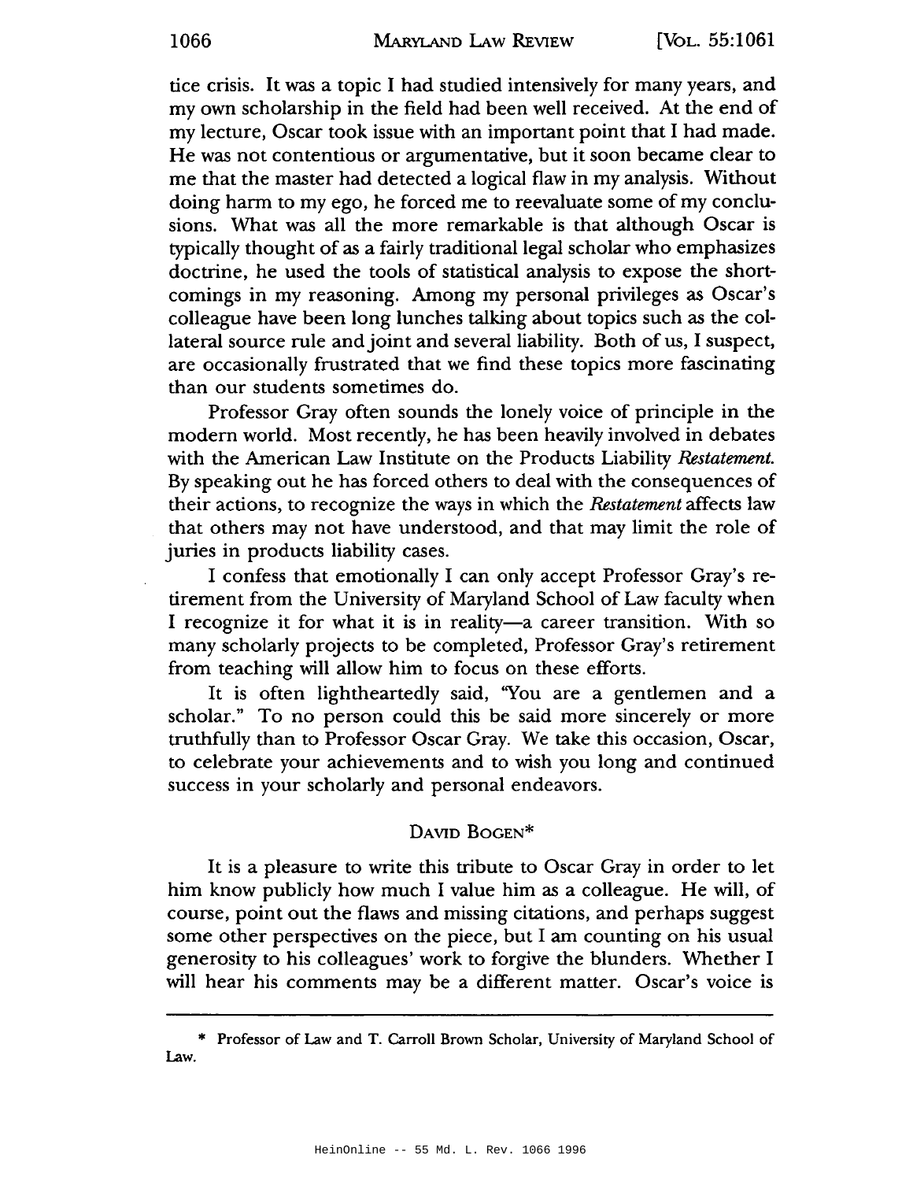tice crisis. It was a topic I had studied intensively for many years, and my own scholarship in the field had been well received. At the end of my lecture, Oscar took issue with an important point that I had made. He was not contentious or argumentative, but it soon became clear to me that the master had detected a logical flaw in my analysis. Without doing harm to my ego, he forced me to reevaluate some of my conclusions. What was all the more remarkable is that although Oscar is typically thought of as a fairly traditional legal scholar who emphasizes doctrine, he used the tools of statistical analysis to expose the shortcomings in my reasoning. Among my personal privileges as Oscar's colleague have been long lunches talking about topics such as the collateral source rule and joint and several liability. Both of us, I suspect, are occasionally frustrated that we find these topics more fascinating than our students sometimes do.

Professor Gray often sounds the lonely voice of principle in the modern world. Most recently, he has been heavily involved in debates with the American Law Institute on the Products Liability *Restatement*. By speaking out he has forced others to deal with the consequences of their actions, to recognize the ways in which the *Restatement* affects law that others may not have understood, and that may limit the role of juries in products liability cases.

I confess that emotionally I can only accept Professor Gray's retirement from the University of Maryland School of Law faculty when I recognize it for what it is in reality—a career transition. With so many scholarly projects to be completed, Professor Gray's retirement from teaching will allow him to focus on these efforts.

It is often lightheartedly said, "You are a gentlemen and a scholar." To no person could this be said more sincerely or more truthfully than to Professor Oscar Gray. We take this occasion, Oscar, to celebrate your achievements and to wish you long and continued success in your scholarly and personal endeavors.

### DAVID BOGEN*

It is a pleasure to write this tribute to Oscar Gray in order to let him know publicly how much I value him as a colleague. He will, of course, point out the flaws and missing citations, and perhaps suggest some other perspectives on the piece, but I am counting on his usual generosity to his colleagues' work to forgive the blunders. Whether I will hear his comments may be a different matter. Oscar's voice is

---

* Professor of Law and T. Carroll Brown Scholar, University of Maryland School of Law.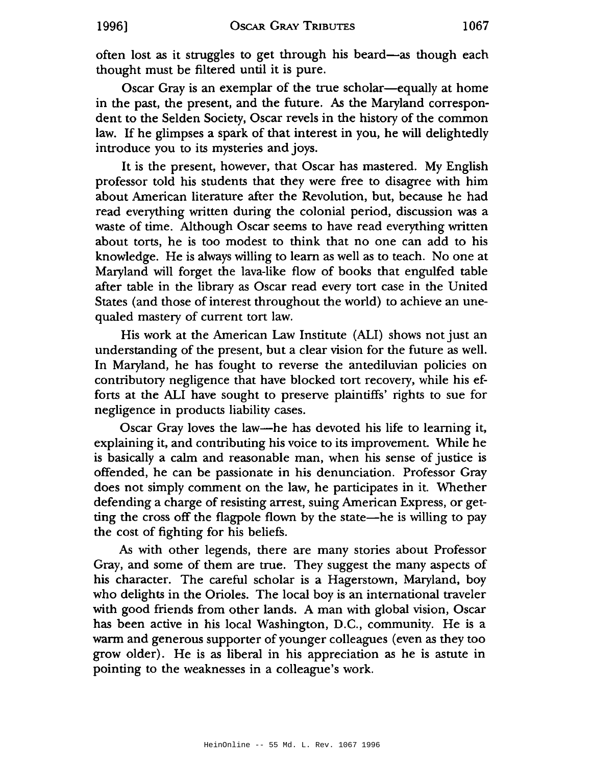often lost as it struggles to get through his beard—as though each thought must be filtered until it is pure.

Oscar Gray is an exemplar of the true scholar—equally at home in the past, the present, and the future. As the Maryland correspondent to the Selden Society, Oscar revels in the history of the common law. If he glimpses a spark of that interest in you, he will delightedly introduce you to its mysteries and joys.

It is the present, however, that Oscar has mastered. My English professor told his students that they were free to disagree with him about American literature after the Revolution, but, because he had read everything written during the colonial period, discussion was a waste of time. Although Oscar seems to have read everything written about torts, he is too modest to think that no one can add to his knowledge. He is always willing to learn as well as to teach. No one at Maryland will forget the lava-like flow of books that engulfed table after table in the library as Oscar read every tort case in the United States (and those of interest throughout the world) to achieve an unequaled mastery of current tort law.

His work at the American Law Institute (ALI) shows not just an understanding of the present, but a clear vision for the future as well. In Maryland, he has fought to reverse the antediluvian policies on contributory negligence that have blocked tort recovery, while his efforts at the ALI have sought to preserve plaintiffs' rights to sue for negligence in products liability cases.

Oscar Gray loves the law—he has devoted his life to learning it, explaining it, and contributing his voice to its improvement. While he is basically a calm and reasonable man, when his sense of justice is offended, he can be passionate in his denunciation. Professor Gray does not simply comment on the law, he participates in it. Whether defending a charge of resisting arrest, suing American Express, or getting the cross off the flagpole flown by the state—he is willing to pay the cost of fighting for his beliefs.

As with other legends, there are many stories about Professor Gray, and some of them are true. They suggest the many aspects of his character. The careful scholar is a Hagerstown, Maryland, boy who delights in the Orioles. The local boy is an international traveler with good friends from other lands. A man with global vision, Oscar has been active in his local Washington, D.C., community. He is a warm and generous supporter of younger colleagues (even as they too grow older). He is as liberal in his appreciation as he is astute in pointing to the weaknesses in a colleague's work.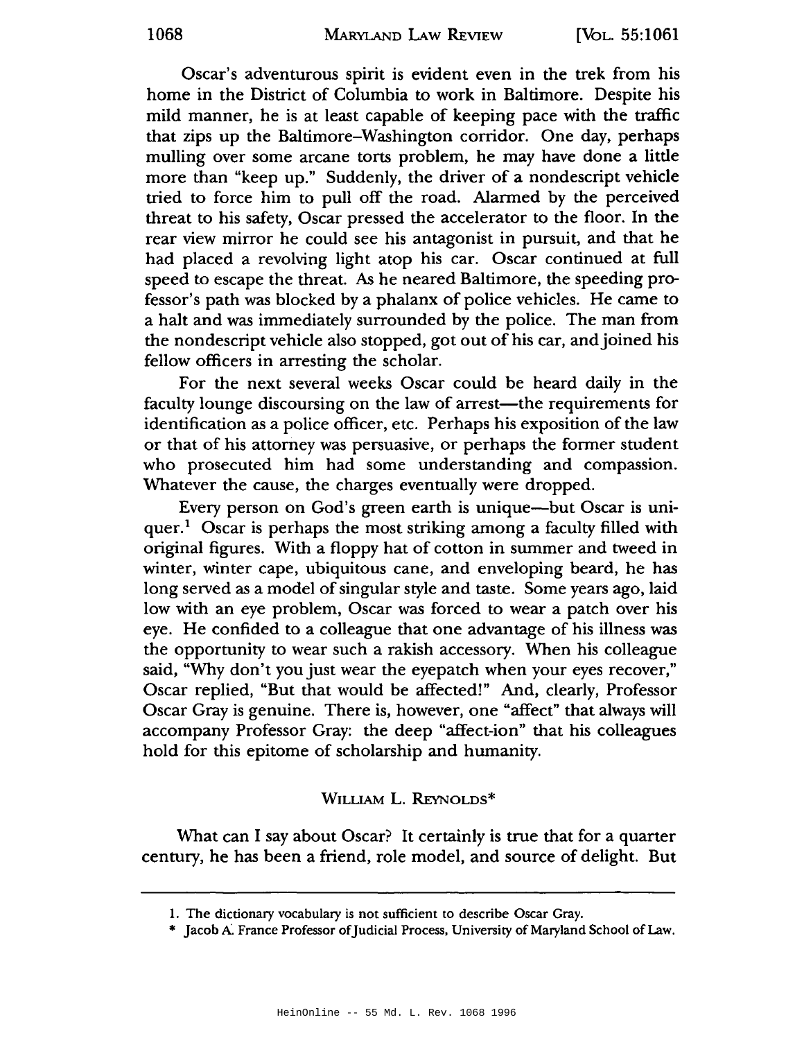Oscar's adventurous spirit is evident even in the trek from his home in the District of Columbia to work in Baltimore. Despite his mild manner, he is at least capable of keeping pace with the traffic that zips up the Baltimore–Washington corridor. One day, perhaps mulling over some arcane torts problem, he may have done a little more than "keep up." Suddenly, the driver of a nondescript vehicle tried to force him to pull off the road. Alarmed by the perceived threat to his safety, Oscar pressed the accelerator to the floor. In the rear view mirror he could see his antagonist in pursuit, and that he had placed a revolving light atop his car. Oscar continued at full speed to escape the threat. As he neared Baltimore, the speeding professor's path was blocked by a phalanx of police vehicles. He came to a halt and was immediately surrounded by the police. The man from the nondescript vehicle also stopped, got out of his car, and joined his fellow officers in arresting the scholar.

For the next several weeks Oscar could be heard daily in the faculty lounge discoursing on the law of arrest—the requirements for identification as a police officer, etc. Perhaps his exposition of the law or that of his attorney was persuasive, or perhaps the former student who prosecuted him had some understanding and compassion. Whatever the cause, the charges eventually were dropped.

Every person on God's green earth is unique—but Oscar is uniquer.[1] Oscar is perhaps the most striking among a faculty filled with original figures. With a floppy hat of cotton in summer and tweed in winter, winter cape, ubiquitous cane, and enveloping beard, he has long served as a model of singular style and taste. Some years ago, laid low with an eye problem, Oscar was forced to wear a patch over his eye. He confided to a colleague that one advantage of his illness was the opportunity to wear such a rakish accessory. When his colleague said, "Why don't you just wear the eyepatch when your eyes recover," Oscar replied, "But that would be affected!" And, clearly, Professor Oscar Gray is genuine. There is, however, one "affect" that always will accompany Professor Gray: the deep "affect-ion" that his colleagues hold for this epitome of scholarship and humanity.

### WILLIAM L. REYNOLDS*

What can I say about Oscar? It certainly is true that for a quarter century, he has been a friend, role model, and source of delight. But

---

1. The dictionary vocabulary is not sufficient to describe Oscar Gray.

\* Jacob A. France Professor of Judicial Process, University of Maryland School of Law.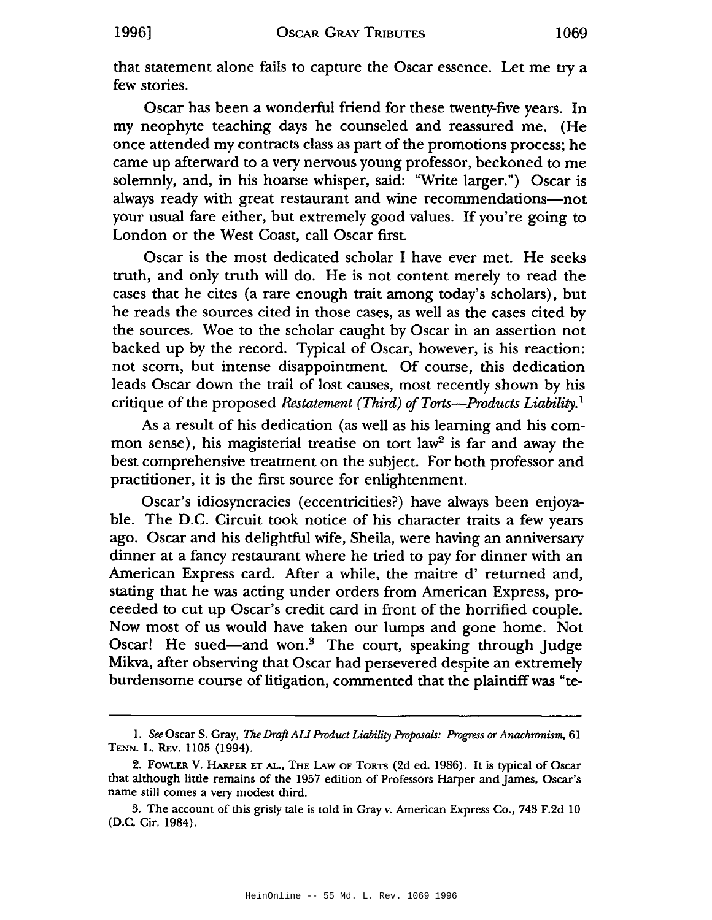that statement alone fails to capture the Oscar essence. Let me try a few stories.

Oscar has been a wonderful friend for these twenty-five years. In my neophyte teaching days he counseled and reassured me. (He once attended my contracts class as part of the promotions process; he came up afterward to a very nervous young professor, beckoned to me solemnly, and, in his hoarse whisper, said: "Write larger.") Oscar is always ready with great restaurant and wine recommendations—not your usual fare either, but extremely good values. If you're going to London or the West Coast, call Oscar first.

Oscar is the most dedicated scholar I have ever met. He seeks truth, and only truth will do. He is not content merely to read the cases that he cites (a rare enough trait among today's scholars), but he reads the sources cited in those cases, as well as the cases cited by the sources. Woe to the scholar caught by Oscar in an assertion not backed up by the record. Typical of Oscar, however, is his reaction: not scorn, but intense disappointment. Of course, this dedication leads Oscar down the trail of lost causes, most recently shown by his critique of the proposed *Restatement (Third) of Torts—Products Liability*.[1]

As a result of his dedication (as well as his learning and his common sense), his magisterial treatise on tort law[2] is far and away the best comprehensive treatment on the subject. For both professor and practitioner, it is the first source for enlightenment.

Oscar's idiosyncracies (eccentricities?) have always been enjoyable. The D.C. Circuit took notice of his character traits a few years ago. Oscar and his delightful wife, Sheila, were having an anniversary dinner at a fancy restaurant where he tried to pay for dinner with an American Express card. After a while, the maitre d' returned and, stating that he was acting under orders from American Express, proceeded to cut up Oscar's credit card in front of the horrified couple. Now most of us would have taken our lumps and gone home. Not Oscar! He sued—and won.[3] The court, speaking through Judge Mikva, after observing that Oscar had persevered despite an extremely burdensome course of litigation, commented that the plaintiff was "te-

---

1. *See* Oscar S. Gray, *The Draft ALI Product Liability Proposals: Progress or Anachronism*, 61 Tenn. L. Rev. 1105 (1994).

2. Fowler V. Harper et al., The Law of Torts (2d ed. 1986). It is typical of Oscar that although little remains of the 1957 edition of Professors Harper and James, Oscar's name still comes a very modest third.

3. The account of this grisly tale is told in Gray v. American Express Co., 743 F.2d 10 (D.C. Cir. 1984).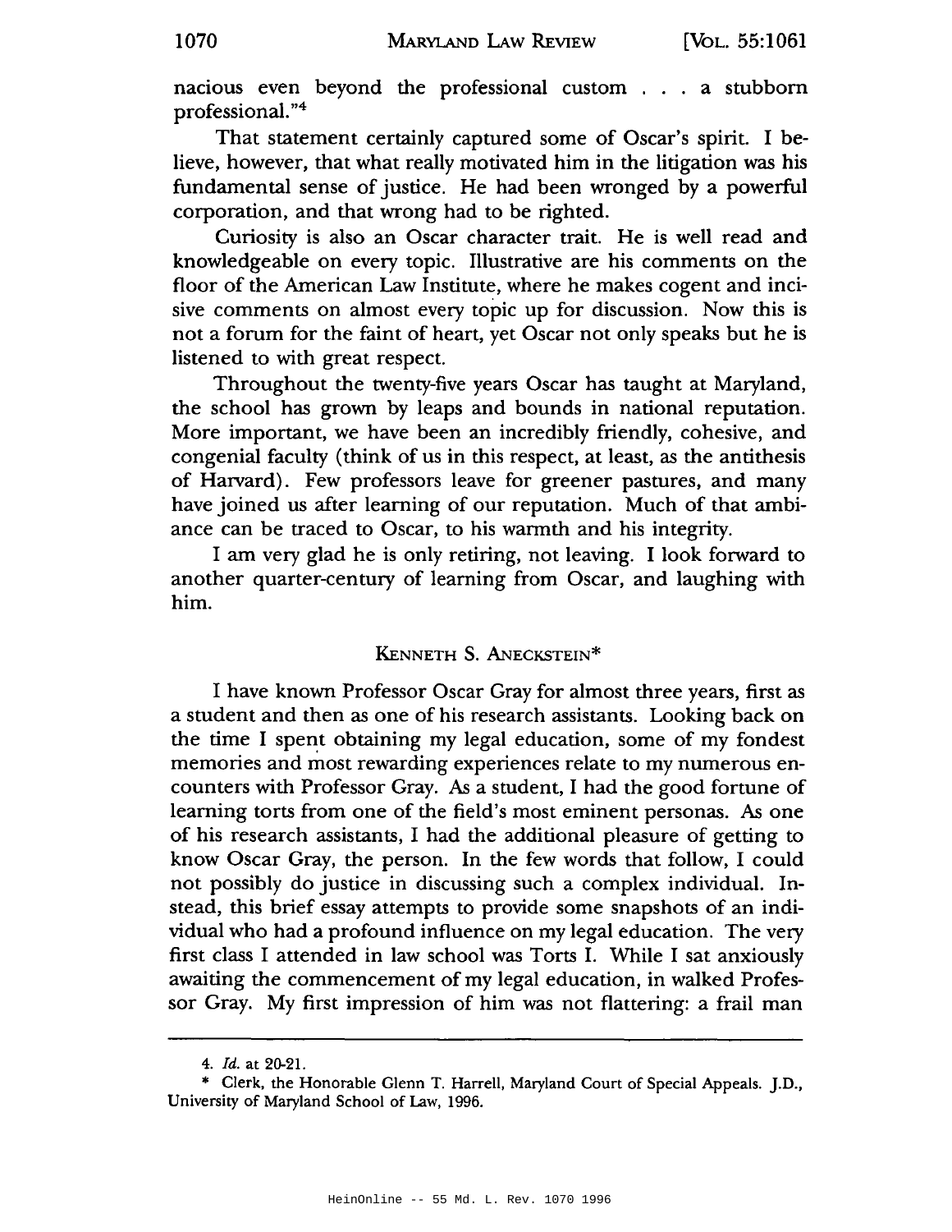nacious even beyond the professional custom . . . a stubborn professional."[4]

That statement certainly captured some of Oscar's spirit. I believe, however, that what really motivated him in the litigation was his fundamental sense of justice. He had been wronged by a powerful corporation, and that wrong had to be righted.

Curiosity is also an Oscar character trait. He is well read and knowledgeable on every topic. Illustrative are his comments on the floor of the American Law Institute, where he makes cogent and incisive comments on almost every topic up for discussion. Now this is not a forum for the faint of heart, yet Oscar not only speaks but he is listened to with great respect.

Throughout the twenty-five years Oscar has taught at Maryland, the school has grown by leaps and bounds in national reputation. More important, we have been an incredibly friendly, cohesive, and congenial faculty (think of us in this respect, at least, as the antithesis of Harvard). Few professors leave for greener pastures, and many have joined us after learning of our reputation. Much of that ambiance can be traced to Oscar, to his warmth and his integrity.

I am very glad he is only retiring, not leaving. I look forward to another quarter-century of learning from Oscar, and laughing with him.

### KENNETH S. ANECKSTEIN*

I have known Professor Oscar Gray for almost three years, first as a student and then as one of his research assistants. Looking back on the time I spent obtaining my legal education, some of my fondest memories and most rewarding experiences relate to my numerous encounters with Professor Gray. As a student, I had the good fortune of learning torts from one of the field's most eminent personas. As one of his research assistants, I had the additional pleasure of getting to know Oscar Gray, the person. In the few words that follow, I could not possibly do justice in discussing such a complex individual. Instead, this brief essay attempts to provide some snapshots of an individual who had a profound influence on my legal education. The very first class I attended in law school was Torts I. While I sat anxiously awaiting the commencement of my legal education, in walked Professor Gray. My first impression of him was not flattering: a frail man

---

4. *Id.* at 20-21.

\* Clerk, the Honorable Glenn T. Harrell, Maryland Court of Special Appeals. J.D., University of Maryland School of Law, 1996.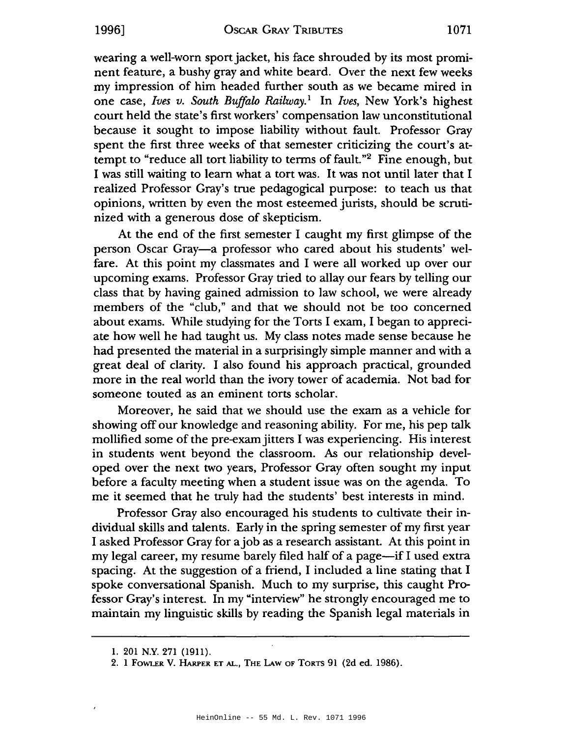wearing a well-worn sport jacket, his face shrouded by its most prominent feature, a bushy gray and white beard. Over the next few weeks my impression of him headed further south as we became mired in one case, *Ives v. South Buffalo Railway*.[1] In *Ives*, New York's highest court held the state's first workers' compensation law unconstitutional because it sought to impose liability without fault. Professor Gray spent the first three weeks of that semester criticizing the court's attempt to "reduce all tort liability to terms of fault."[2] Fine enough, but I was still waiting to learn what a tort was. It was not until later that I realized Professor Gray's true pedagogical purpose: to teach us that opinions, written by even the most esteemed jurists, should be scrutinized with a generous dose of skepticism.

At the end of the first semester I caught my first glimpse of the person Oscar Gray—a professor who cared about his students' welfare. At this point my classmates and I were all worked up over our upcoming exams. Professor Gray tried to allay our fears by telling our class that by having gained admission to law school, we were already members of the "club," and that we should not be too concerned about exams. While studying for the Torts I exam, I began to appreciate how well he had taught us. My class notes made sense because he had presented the material in a surprisingly simple manner and with a great deal of clarity. I also found his approach practical, grounded more in the real world than the ivory tower of academia. Not bad for someone touted as an eminent torts scholar.

Moreover, he said that we should use the exam as a vehicle for showing off our knowledge and reasoning ability. For me, his pep talk mollified some of the pre-exam jitters I was experiencing. His interest in students went beyond the classroom. As our relationship developed over the next two years, Professor Gray often sought my input before a faculty meeting when a student issue was on the agenda. To me it seemed that he truly had the students' best interests in mind.

Professor Gray also encouraged his students to cultivate their individual skills and talents. Early in the spring semester of my first year I asked Professor Gray for a job as a research assistant. At this point in my legal career, my resume barely filed half of a page—if I used extra spacing. At the suggestion of a friend, I included a line stating that I spoke conversational Spanish. Much to my surprise, this caught Professor Gray's interest. In my "interview" he strongly encouraged me to maintain my linguistic skills by reading the Spanish legal materials in

---

1. 201 N.Y. 271 (1911).

2. 1 Fowler V. Harper et al., The Law of Torts 91 (2d ed. 1986).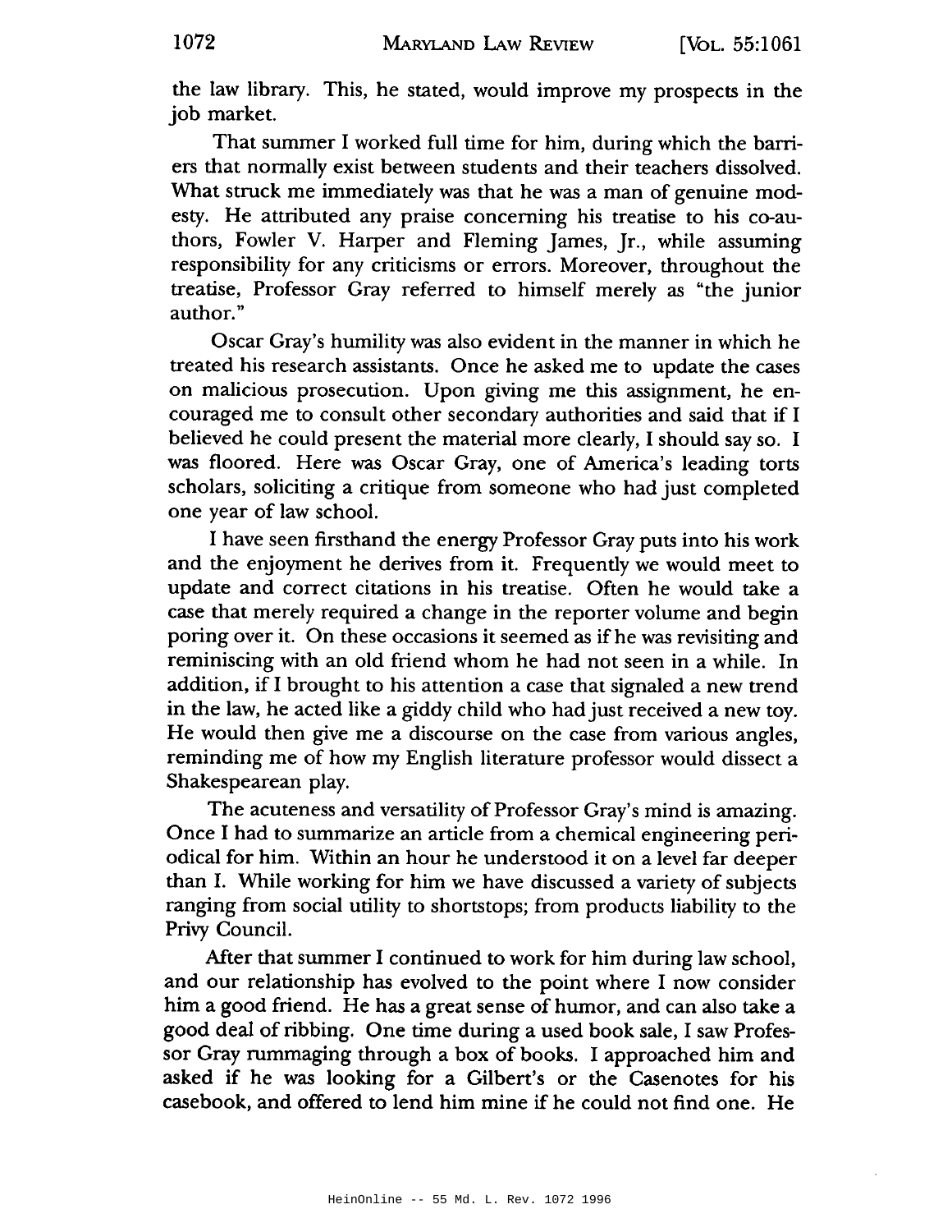the law library. This, he stated, would improve my prospects in the job market.

That summer I worked full time for him, during which the barriers that normally exist between students and their teachers dissolved. What struck me immediately was that he was a man of genuine modesty. He attributed any praise concerning his treatise to his co-authors, Fowler V. Harper and Fleming James, Jr., while assuming responsibility for any criticisms or errors. Moreover, throughout the treatise, Professor Gray referred to himself merely as "the junior author."

Oscar Gray's humility was also evident in the manner in which he treated his research assistants. Once he asked me to update the cases on malicious prosecution. Upon giving me this assignment, he encouraged me to consult other secondary authorities and said that if I believed he could present the material more clearly, I should say so. I was floored. Here was Oscar Gray, one of America's leading torts scholars, soliciting a critique from someone who had just completed one year of law school.

I have seen firsthand the energy Professor Gray puts into his work and the enjoyment he derives from it. Frequently we would meet to update and correct citations in his treatise. Often he would take a case that merely required a change in the reporter volume and begin poring over it. On these occasions it seemed as if he was revisiting and reminiscing with an old friend whom he had not seen in a while. In addition, if I brought to his attention a case that signaled a new trend in the law, he acted like a giddy child who had just received a new toy. He would then give me a discourse on the case from various angles, reminding me of how my English literature professor would dissect a Shakespearean play.

The acuteness and versatility of Professor Gray's mind is amazing. Once I had to summarize an article from a chemical engineering periodical for him. Within an hour he understood it on a level far deeper than I. While working for him we have discussed a variety of subjects ranging from social utility to shortstops; from products liability to the Privy Council.

After that summer I continued to work for him during law school, and our relationship has evolved to the point where I now consider him a good friend. He has a great sense of humor, and can also take a good deal of ribbing. One time during a used book sale, I saw Professor Gray rummaging through a box of books. I approached him and asked if he was looking for a Gilbert's or the Casenotes for his casebook, and offered to lend him mine if he could not find one. He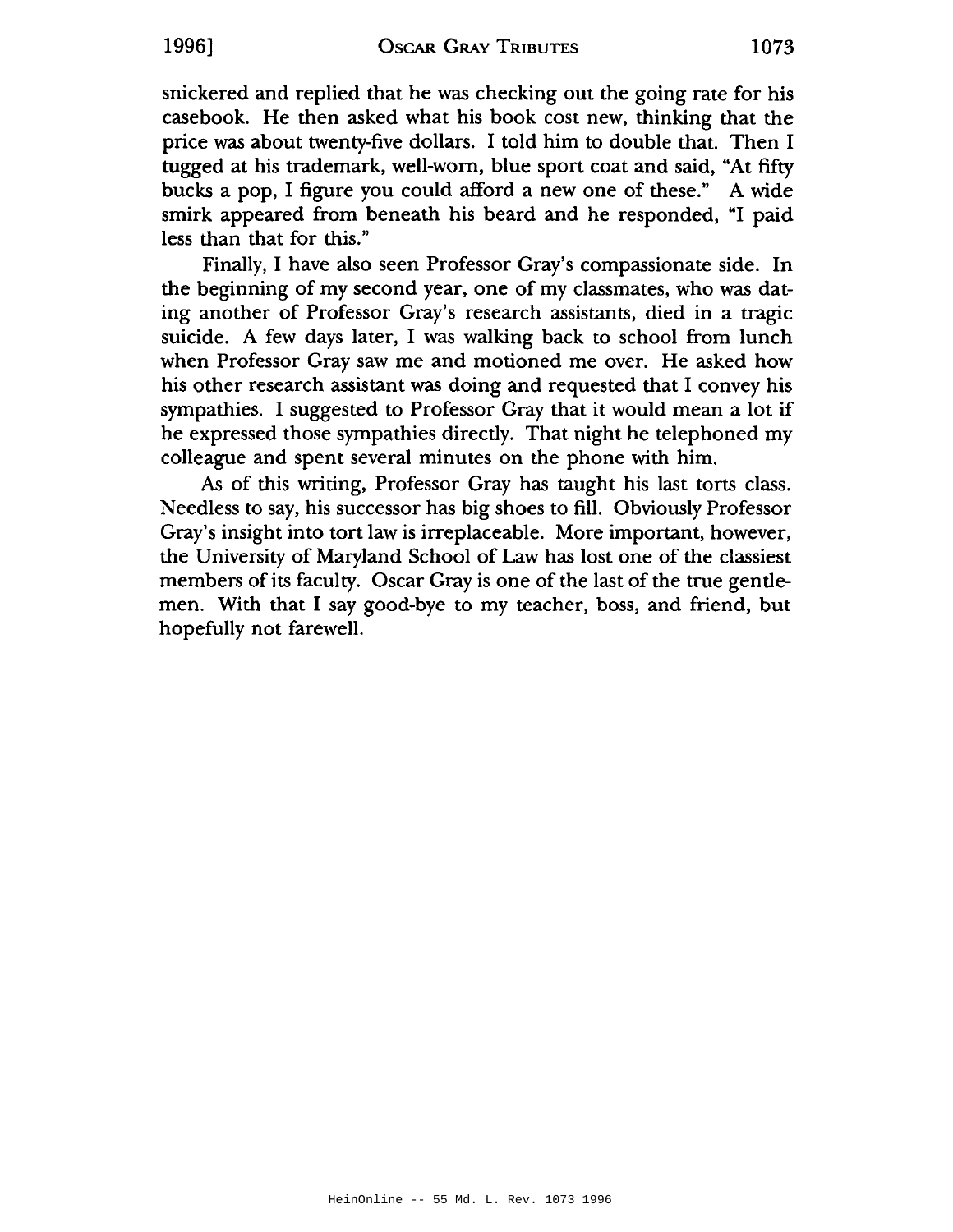snickered and replied that he was checking out the going rate for his casebook. He then asked what his book cost new, thinking that the price was about twenty-five dollars. I told him to double that. Then I tugged at his trademark, well-worn, blue sport coat and said, "At fifty bucks a pop, I figure you could afford a new one of these." A wide smirk appeared from beneath his beard and he responded, "I paid less than that for this."

Finally, I have also seen Professor Gray's compassionate side. In the beginning of my second year, one of my classmates, who was dating another of Professor Gray's research assistants, died in a tragic suicide. A few days later, I was walking back to school from lunch when Professor Gray saw me and motioned me over. He asked how his other research assistant was doing and requested that I convey his sympathies. I suggested to Professor Gray that it would mean a lot if he expressed those sympathies directly. That night he telephoned my colleague and spent several minutes on the phone with him.

As of this writing, Professor Gray has taught his last torts class. Needless to say, his successor has big shoes to fill. Obviously Professor Gray's insight into tort law is irreplaceable. More important, however, the University of Maryland School of Law has lost one of the classiest members of its faculty. Oscar Gray is one of the last of the true gentlemen. With that I say good-bye to my teacher, boss, and friend, but hopefully not farewell.